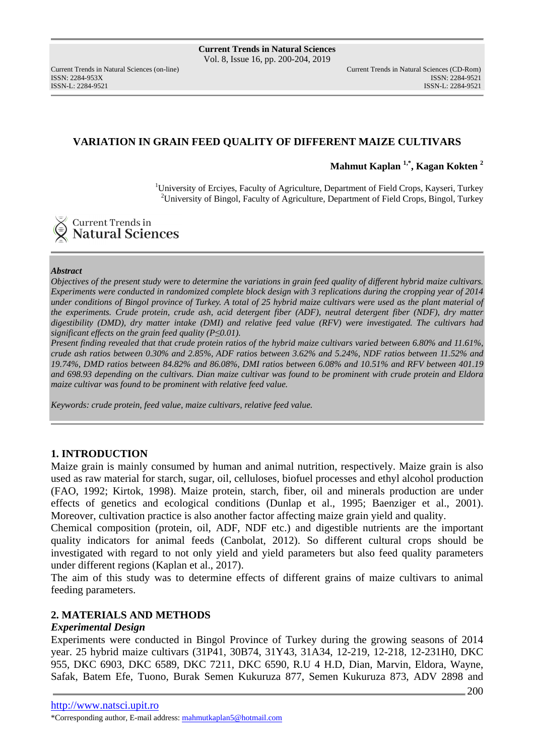# VARIATION IN GRAIN FEED QUALITY OF DIFFERENT MAIZE CULTIVARS

**Mahmut Kaplan [1,*], Kagan Kokten [2]**

[1]University of Erciyes, Faculty of Agriculture, Department of Field Crops, Kayseri, Turkey
[2]University of Bingol, Faculty of Agriculture, Department of Field Crops, Bingol, Turkey

***Abstract***

*Objectives of the present study were to determine the variations in grain feed quality of different hybrid maize cultivars. Experiments were conducted in randomized complete block design with 3 replications during the cropping year of 2014 under conditions of Bingol province of Turkey. A total of 25 hybrid maize cultivars were used as the plant material of the experiments. Crude protein, crude ash, acid detergent fiber (ADF), neutral detergent fiber (NDF), dry matter digestibility (DMD), dry matter intake (DMI) and relative feed value (RFV) were investigated. The cultivars had significant effects on the grain feed quality ($P \leq 0.01$).*

*Present finding revealed that that crude protein ratios of the hybrid maize cultivars varied between 6.80% and 11.61%, crude ash ratios between 0.30% and 2.85%, ADF ratios between 3.62% and 5.24%, NDF ratios between 11.52% and 19.74%, DMD ratios between 84.82% and 86.08%, DMI ratios between 6.08% and 10.51% and RFV between 401.19 and 698.93 depending on the cultivars. Dian maize cultivar was found to be prominent with crude protein and Eldora maize cultivar was found to be prominent with relative feed value.*

*Keywords: crude protein, feed value, maize cultivars, relative feed value.*

## 1. INTRODUCTION

Maize grain is mainly consumed by human and animal nutrition, respectively. Maize grain is also used as raw material for starch, sugar, oil, celluloses, biofuel processes and ethyl alcohol production (FAO, 1992; Kirtok, 1998). Maize protein, starch, fiber, oil and minerals production are under effects of genetics and ecological conditions (Dunlap et al., 1995; Baenziger et al., 2001). Moreover, cultivation practice is also another factor affecting maize grain yield and quality.

Chemical composition (protein, oil, ADF, NDF etc.) and digestible nutrients are the important quality indicators for animal feeds (Canbolat, 2012). So different cultural crops should be investigated with regard to not only yield and yield parameters but also feed quality parameters under different regions (Kaplan et al., 2017).

The aim of this study was to determine effects of different grains of maize cultivars to animal feeding parameters.

## 2. MATERIALS AND METHODS

### *Experimental Design*

Experiments were conducted in Bingol Province of Turkey during the growing seasons of 2014 year. 25 hybrid maize cultivars (31P41, 30B74, 31Y43, 31A34, 12-219, 12-218, 12-231H0, DKC 955, DKC 6903, DKC 6589, DKC 7211, DKC 6590, R.U 4 H.D, Dian, Marvin, Eldora, Wayne, Safak, Batem Efe, Tuono, Burak Semen Kukuruza 877, Semen Kukuruza 873, ADV 2898 and

*Corresponding author, E-mail address: mahmutkaplan5@hotmail.com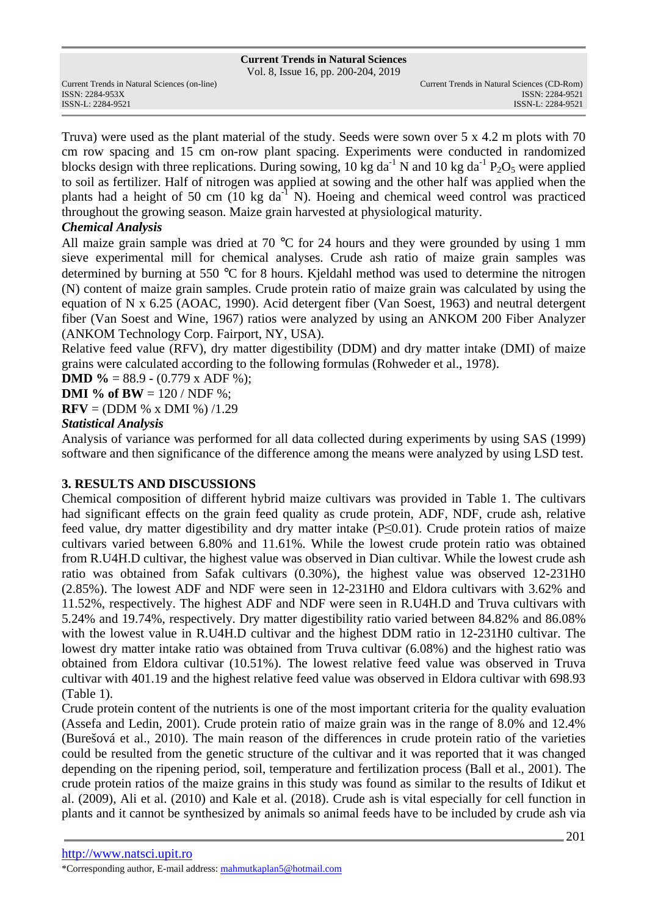Truva) were used as the plant material of the study. Seeds were sown over 5 x 4.2 m plots with 70 cm row spacing and 15 cm on-row plant spacing. Experiments were conducted in randomized blocks design with three replications. During sowing, 10 kg $da^{-1}$ N and 10 kg $da^{-1}$ $P_2O_5$ were applied to soil as fertilizer. Half of nitrogen was applied at sowing and the other half was applied when the plants had a height of 50 cm (10 kg $da^{-1}$ N). Hoeing and chemical weed control was practiced throughout the growing season. Maize grain harvested at physiological maturity.

### *Chemical Analysis*

All maize grain sample was dried at 70 °C for 24 hours and they were grounded by using 1 mm sieve experimental mill for chemical analyses. Crude ash ratio of maize grain samples was determined by burning at 550 °C for 8 hours. Kjeldahl method was used to determine the nitrogen (N) content of maize grain samples. Crude protein ratio of maize grain was calculated by using the equation of N x 6.25 (AOAC, 1990). Acid detergent fiber (Van Soest, 1963) and neutral detergent fiber (Van Soest and Wine, 1967) ratios were analyzed by using an ANKOM 200 Fiber Analyzer (ANKOM Technology Corp. Fairport, NY, USA).

Relative feed value (RFV), dry matter digestibility (DDM) and dry matter intake (DMI) of maize grains were calculated according to the following formulas (Rohweder et al., 1978).

**DMD %** = 88.9 - (0.779 x ADF %);

**DMI % of BW** = 120 / NDF %;

**RFV** = (DDM % x DMI %) /1.29

### *Statistical Analysis*

Analysis of variance was performed for all data collected during experiments by using SAS (1999) software and then significance of the difference among the means were analyzed by using LSD test.

## 3. RESULTS AND DISCUSSIONS

Chemical composition of different hybrid maize cultivars was provided in Table 1. The cultivars had significant effects on the grain feed quality as crude protein, ADF, NDF, crude ash, relative feed value, dry matter digestibility and dry matter intake ($P \leq 0.01$). Crude protein ratios of maize cultivars varied between 6.80% and 11.61%. While the lowest crude protein ratio was obtained from R.U4H.D cultivar, the highest value was observed in Dian cultivar. While the lowest crude ash ratio was obtained from Safak cultivars (0.30%), the highest value was observed 12-231H0 (2.85%). The lowest ADF and NDF were seen in 12-231H0 and Eldora cultivars with 3.62% and 11.52%, respectively. The highest ADF and NDF were seen in R.U4H.D and Truva cultivars with 5.24% and 19.74%, respectively. Dry matter digestibility ratio varied between 84.82% and 86.08% with the lowest value in R.U4H.D cultivar and the highest DDM ratio in 12-231H0 cultivar. The lowest dry matter intake ratio was obtained from Truva cultivar (6.08%) and the highest ratio was obtained from Eldora cultivar (10.51%). The lowest relative feed value was observed in Truva cultivar with 401.19 and the highest relative feed value was observed in Eldora cultivar with 698.93 (Table 1).

Crude protein content of the nutrients is one of the most important criteria for the quality evaluation (Assefa and Ledin, 2001). Crude protein ratio of maize grain was in the range of 8.0% and 12.4% (Burešová et al., 2010). The main reason of the differences in crude protein ratio of the varieties could be resulted from the genetic structure of the cultivar and it was reported that it was changed depending on the ripening period, soil, temperature and fertilization process (Ball et al., 2001). The crude protein ratios of the maize grains in this study was found as similar to the results of Idikut et al. (2009), Ali et al. (2010) and Kale et al. (2018). Crude ash is vital especially for cell function in plants and it cannot be synthesized by animals so animal feeds have to be included by crude ash via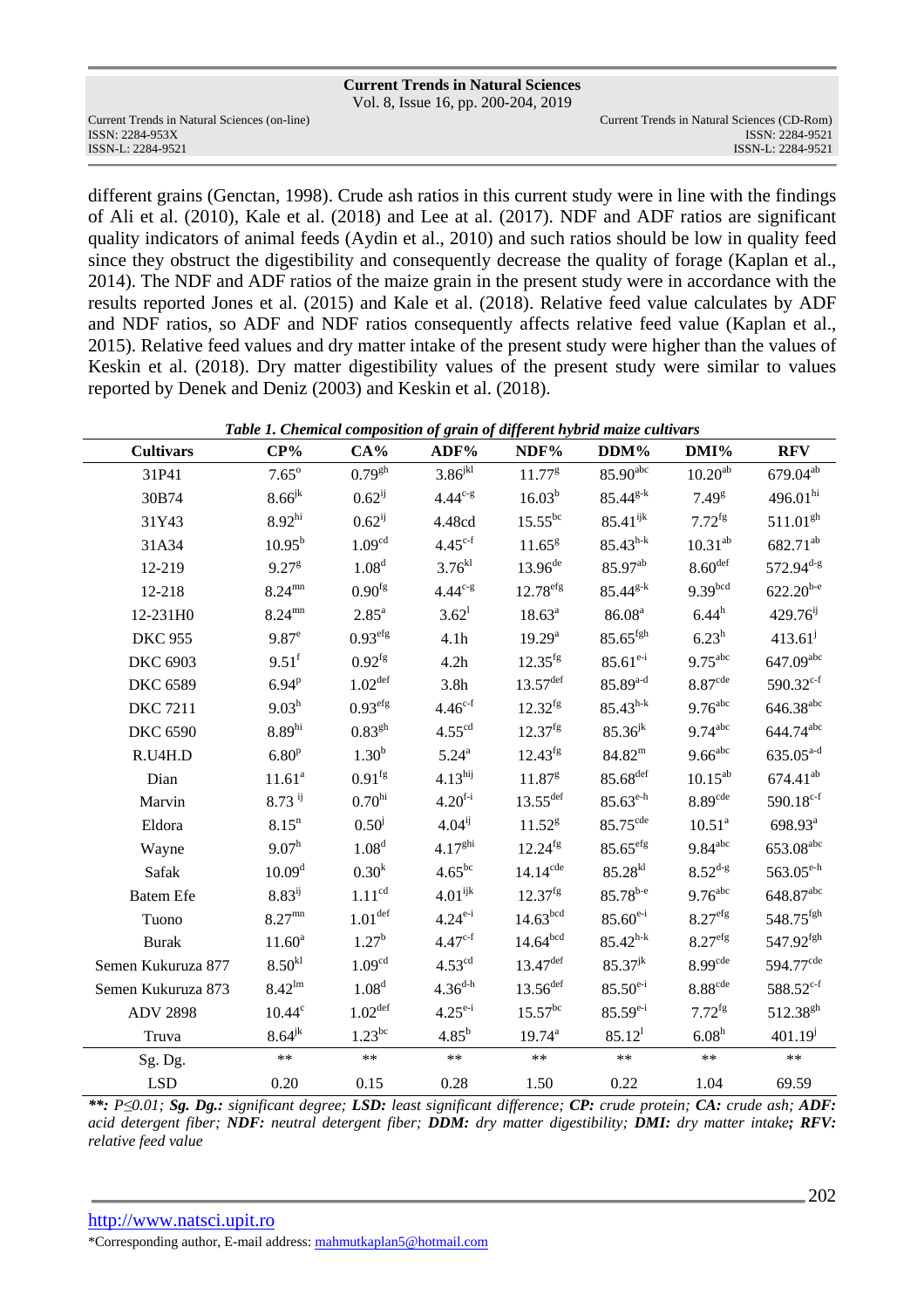different grains (Genctan, 1998). Crude ash ratios in this current study were in line with the findings of Ali et al. (2010), Kale et al. (2018) and Lee at al. (2017). NDF and ADF ratios are significant quality indicators of animal feeds (Aydin et al., 2010) and such ratios should be low in quality feed since they obstruct the digestibility and consequently decrease the quality of forage (Kaplan et al., 2014). The NDF and ADF ratios of the maize grain in the present study were in accordance with the results reported Jones et al. (2015) and Kale et al. (2018). Relative feed value calculates by ADF and NDF ratios, so ADF and NDF ratios consequently affects relative feed value (Kaplan et al., 2015). Relative feed values and dry matter intake of the present study were higher than the values of Keskin et al. (2018). Dry matter digestibility values of the present study were similar to values reported by Denek and Deniz (2003) and Keskin et al. (2018).

***Table 1. Chemical composition of grain of different hybrid maize cultivars***

| Cultivars | CP% | CA% | ADF% | NDF% | DDM% | DMI% | RFV |
|---|---|---|---|---|---|---|---|
| 31P41 | 7.65$^{o}$ | 0.79$^{gh}$ | 3.86$^{jkl}$ | 11.77$^{g}$ | 85.90$^{abc}$ | 10.20$^{ab}$ | 679.04$^{ab}$ |
| 30B74 | 8.66$^{jk}$ | 0.62$^{ij}$ | 4.44$^{c\text{-}g}$ | 16.03$^{b}$ | 85.44$^{g\text{-}k}$ | 7.49$^{g}$ | 496.01$^{hi}$ |
| 31Y43 | 8.92$^{hi}$ | 0.62$^{ij}$ | 4.48cd | 15.55$^{bc}$ | 85.41$^{ijk}$ | 7.72$^{fg}$ | 511.01$^{gh}$ |
| 31A34 | 10.95$^{b}$ | 1.09$^{cd}$ | 4.45$^{c\text{-}f}$ | 11.65$^{g}$ | 85.43$^{h\text{-}k}$ | 10.31$^{ab}$ | 682.71$^{ab}$ |
| 12-219 | 9.27$^{g}$ | 1.08$^{d}$ | 3.76$^{kl}$ | 13.96$^{de}$ | 85.97$^{ab}$ | 8.60$^{def}$ | 572.94$^{d\text{-}g}$ |
| 12-218 | 8.24$^{mn}$ | 0.90$^{fg}$ | 4.44$^{c\text{-}g}$ | 12.78$^{efg}$ | 85.44$^{g\text{-}k}$ | 9.39$^{bcd}$ | 622.20$^{b\text{-}e}$ |
| 12-231H0 | 8.24$^{mn}$ | 2.85$^{a}$ | 3.62$^{l}$ | 18.63$^{a}$ | 86.08$^{a}$ | 6.44$^{h}$ | 429.76$^{ij}$ |
| DKC 955 | 9.87$^{e}$ | 0.93$^{efg}$ | 4.1h | 19.29$^{a}$ | 85.65$^{fgh}$ | 6.23$^{h}$ | 413.61$^{j}$ |
| DKC 6903 | 9.51$^{f}$ | 0.92$^{fg}$ | 4.2h | 12.35$^{fg}$ | 85.61$^{e\text{-}i}$ | 9.75$^{abc}$ | 647.09$^{abc}$ |
| DKC 6589 | 6.94$^{p}$ | 1.02$^{def}$ | 3.8h | 13.57$^{def}$ | 85.89$^{a\text{-}d}$ | 8.87$^{cde}$ | 590.32$^{c\text{-}f}$ |
| DKC 7211 | 9.03$^{h}$ | 0.93$^{efg}$ | 4.46$^{c\text{-}f}$ | 12.32$^{fg}$ | 85.43$^{h\text{-}k}$ | 9.76$^{abc}$ | 646.38$^{abc}$ |
| DKC 6590 | 8.89$^{hi}$ | 0.83$^{gh}$ | 4.55$^{cd}$ | 12.37$^{fg}$ | 85.36$^{jk}$ | 9.74$^{abc}$ | 644.74$^{abc}$ |
| R.U4H.D | 6.80$^{p}$ | 1.30$^{b}$ | 5.24$^{a}$ | 12.43$^{fg}$ | 84.82$^{m}$ | 9.66$^{abc}$ | 635.05$^{a\text{-}d}$ |
| Dian | 11.61$^{a}$ | 0.91$^{fg}$ | 4.13$^{hij}$ | 11.87$^{g}$ | 85.68$^{def}$ | 10.15$^{ab}$ | 674.41$^{ab}$ |
| Marvin | 8.73 $^{ij}$ | 0.70$^{hi}$ | 4.20$^{f\text{-}i}$ | 13.55$^{def}$ | 85.63$^{e\text{-}h}$ | 8.89$^{cde}$ | 590.18$^{c\text{-}f}$ |
| Eldora | 8.15$^{n}$ | 0.50$^{j}$ | 4.04$^{ij}$ | 11.52$^{g}$ | 85.75$^{cde}$ | 10.51$^{a}$ | 698.93$^{a}$ |
| Wayne | 9.07$^{h}$ | 1.08$^{d}$ | 4.17$^{ghi}$ | 12.24$^{fg}$ | 85.65$^{efg}$ | 9.84$^{abc}$ | 653.08$^{abc}$ |
| Safak | 10.09$^{d}$ | 0.30$^{k}$ | 4.65$^{bc}$ | 14.14$^{cde}$ | 85.28$^{kl}$ | 8.52$^{d\text{-}g}$ | 563.05$^{e\text{-}h}$ |
| Batem Efe | 8.83$^{ij}$ | 1.11$^{cd}$ | 4.01$^{ijk}$ | 12.37$^{fg}$ | 85.78$^{b\text{-}e}$ | 9.76$^{abc}$ | 648.87$^{abc}$ |
| Tuono | 8.27$^{mn}$ | 1.01$^{def}$ | 4.24$^{e\text{-}i}$ | 14.63$^{bcd}$ | 85.60$^{e\text{-}i}$ | 8.27$^{efg}$ | 548.75$^{fgh}$ |
| Burak | 11.60$^{a}$ | 1.27$^{b}$ | 4.47$^{c\text{-}f}$ | 14.64$^{bcd}$ | 85.42$^{h\text{-}k}$ | 8.27$^{efg}$ | 547.92$^{fgh}$ |
| Semen Kukuruza 877 | 8.50$^{kl}$ | 1.09$^{cd}$ | 4.53$^{cd}$ | 13.47$^{def}$ | 85.37$^{jk}$ | 8.99$^{cde}$ | 594.77$^{cde}$ |
| Semen Kukuruza 873 | 8.42$^{lm}$ | 1.08$^{d}$ | 4.36$^{d\text{-}h}$ | 13.56$^{def}$ | 85.50$^{e\text{-}i}$ | 8.88$^{cde}$ | 588.52$^{c\text{-}f}$ |
| ADV 2898 | 10.44$^{c}$ | 1.02$^{def}$ | 4.25$^{e\text{-}i}$ | 15.57$^{bc}$ | 85.59$^{e\text{-}i}$ | 7.72$^{fg}$ | 512.38$^{gh}$ |
| Truva | 8.64$^{jk}$ | 1.23$^{bc}$ | 4.85$^{b}$ | 19.74$^{a}$ | 85.12$^{l}$ | 6.08$^{h}$ | 401.19$^{j}$ |
| Sg. Dg. | ** | ** | ** | ** | ** | ** | ** |
| LSD | 0.20 | 0.15 | 0.28 | 1.50 | 0.22 | 1.04 | 69.59 |

***\*\*:** $P \leq 0.01$; **Sg. Dg.:** significant degree; **LSD:** least significant difference; **CP:** crude protein; **CA:** crude ash; **ADF:** acid detergent fiber; **NDF:** neutral detergent fiber; **DDM:** dry matter digestibility; **DMI:** dry matter intake; **RFV:** relative feed value*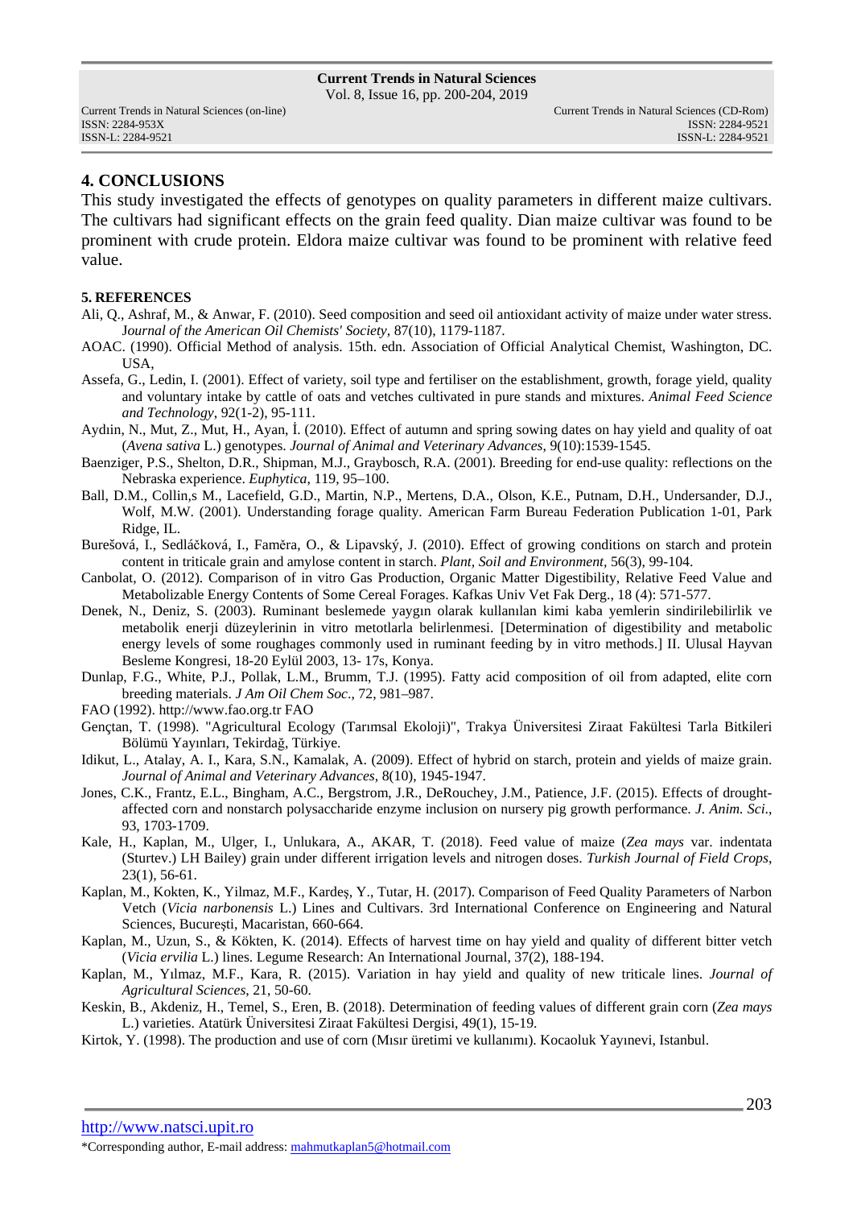## 4. CONCLUSIONS

This study investigated the effects of genotypes on quality parameters in different maize cultivars. The cultivars had significant effects on the grain feed quality. Dian maize cultivar was found to be prominent with crude protein. Eldora maize cultivar was found to be prominent with relative feed value.

### 5. REFERENCES

Ali, Q., Ashraf, M., & Anwar, F. (2010). Seed composition and seed oil antioxidant activity of maize under water stress. *Journal of the American Oil Chemists' Society*, 87(10), 1179-1187.

AOAC. (1990). Official Method of analysis. 15th. edn. Association of Official Analytical Chemist, Washington, DC. USA,

Assefa, G., Ledin, I. (2001). Effect of variety, soil type and fertiliser on the establishment, growth, forage yield, quality and voluntary intake by cattle of oats and vetches cultivated in pure stands and mixtures. *Animal Feed Science and Technology*, 92(1-2), 95-111.

Aydıın, N., Mut, Z., Mut, H., Ayan, İ. (2010). Effect of autumn and spring sowing dates on hay yield and quality of oat (*Avena sativa* L.) genotypes. *Journal of Animal and Veterinary Advances*, 9(10):1539-1545.

Baenziger, P.S., Shelton, D.R., Shipman, M.J., Graybosch, R.A. (2001). Breeding for end-use quality: reflections on the Nebraska experience. *Euphytica*, 119, 95–100.

Ball, D.M., Collin,s M., Lacefield, G.D., Martin, N.P., Mertens, D.A., Olson, K.E., Putnam, D.H., Undersander, D.J., Wolf, M.W. (2001). Understanding forage quality. American Farm Bureau Federation Publication 1-01, Park Ridge, IL.

Burešová, I., Sedláčková, I., Faměra, O., & Lipavský, J. (2010). Effect of growing conditions on starch and protein content in triticale grain and amylose content in starch. *Plant, Soil and Environment*, 56(3), 99-104.

Canbolat, O. (2012). Comparison of in vitro Gas Production, Organic Matter Digestibility, Relative Feed Value and Metabolizable Energy Contents of Some Cereal Forages. Kafkas Univ Vet Fak Derg., 18 (4): 571-577.

Denek, N., Deniz, S. (2003). Ruminant beslemede yaygın olarak kullanılan kimi kaba yemlerin sindirilebilirlik ve metabolik enerji düzeylerinin in vitro metotlarla belirlenmesi. [Determination of digestibility and metabolic energy levels of some roughages commonly used in ruminant feeding by in vitro methods.] II. Ulusal Hayvan Besleme Kongresi, 18-20 Eylül 2003, 13- 17s, Konya.

Dunlap, F.G., White, P.J., Pollak, L.M., Brumm, T.J. (1995). Fatty acid composition of oil from adapted, elite corn breeding materials. *J Am Oil Chem Soc*., 72, 981–987.

FAO (1992). http://www.fao.org.tr FAO

Gençtan, T. (1998). "Agricultural Ecology (Tarımsal Ekoloji)", Trakya Üniversitesi Ziraat Fakültesi Tarla Bitkileri Bölümü Yayınları, Tekirdağ, Türkiye.

Idikut, L., Atalay, A. I., Kara, S.N., Kamalak, A. (2009). Effect of hybrid on starch, protein and yields of maize grain. *Journal of Animal and Veterinary Advances*, 8(10), 1945-1947.

Jones, C.K., Frantz, E.L., Bingham, A.C., Bergstrom, J.R., DeRouchey, J.M., Patience, J.F. (2015). Effects of drought-affected corn and nonstarch polysaccharide enzyme inclusion on nursery pig growth performance. *J. Anim. Sci*., 93, 1703-1709.

Kale, H., Kaplan, M., Ulger, I., Unlukara, A., AKAR, T. (2018). Feed value of maize (*Zea mays* var. indentata (Sturtev.) LH Bailey) grain under different irrigation levels and nitrogen doses. *Turkish Journal of Field Crops*, 23(1), 56-61.

Kaplan, M., Kokten, K., Yilmaz, M.F., Kardeş, Y., Tutar, H. (2017). Comparison of Feed Quality Parameters of Narbon Vetch (*Vicia narbonensis* L.) Lines and Cultivars. 3rd International Conference on Engineering and Natural Sciences, Bucureşti, Macaristan, 660-664.

Kaplan, M., Uzun, S., & Kökten, K. (2014). Effects of harvest time on hay yield and quality of different bitter vetch (*Vicia ervilia* L.) lines. Legume Research: An International Journal, 37(2), 188-194.

Kaplan, M., Yılmaz, M.F., Kara, R. (2015). Variation in hay yield and quality of new triticale lines. *Journal of Agricultural Sciences*, 21, 50-60.

Keskin, B., Akdeniz, H., Temel, S., Eren, B. (2018). Determination of feeding values of different grain corn (*Zea mays* L.) varieties. Atatürk Üniversitesi Ziraat Fakültesi Dergisi, 49(1), 15-19.

Kirtok, Y. (1998). The production and use of corn (Mısır üretimi ve kullanımı). Kocaoluk Yayınevi, Istanbul.

\*Corresponding author, E-mail address: mahmutkaplan5@hotmail.com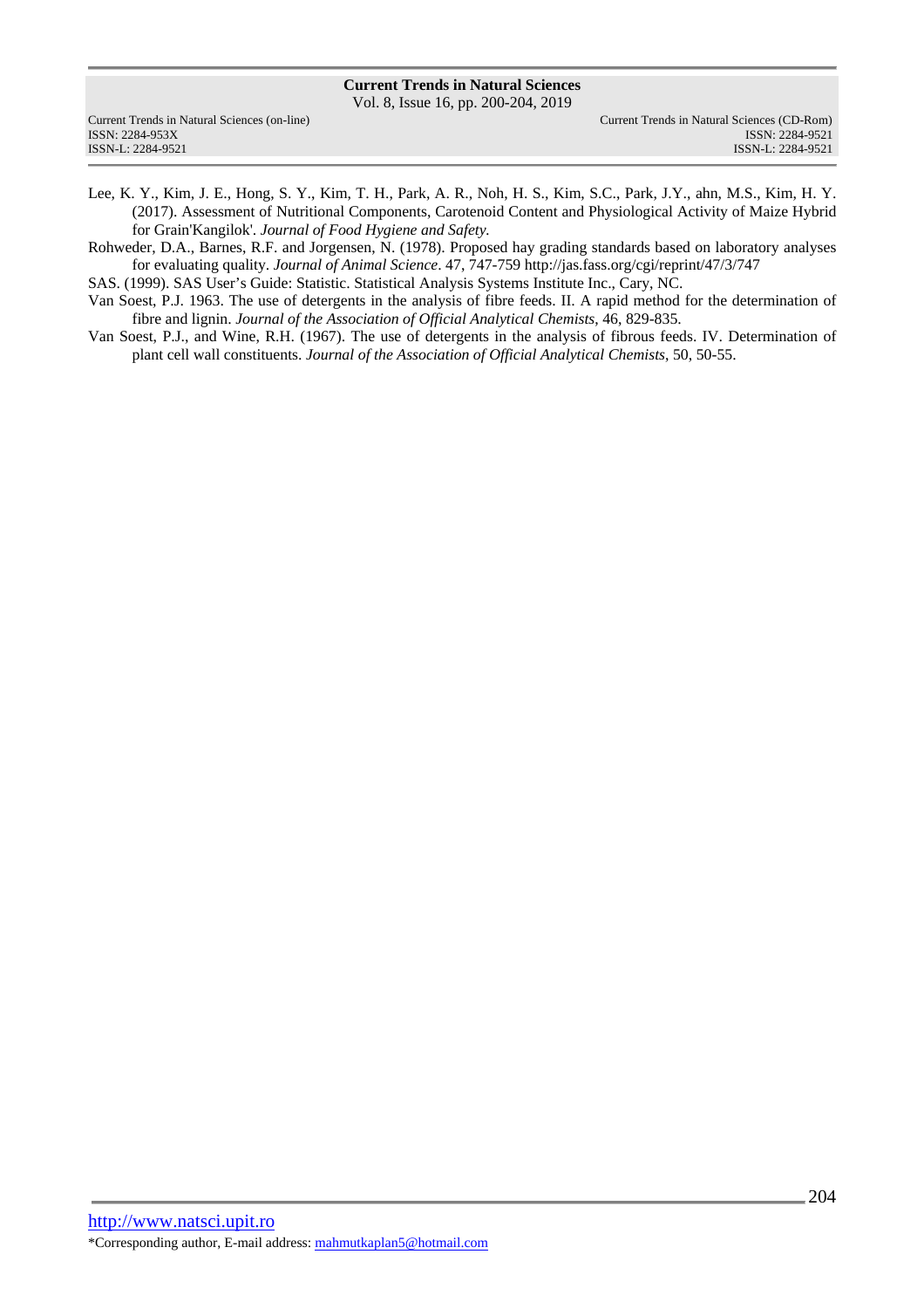Lee, K. Y., Kim, J. E., Hong, S. Y., Kim, T. H., Park, A. R., Noh, H. S., Kim, S.C., Park, J.Y., ahn, M.S., Kim, H. Y. (2017). Assessment of Nutritional Components, Carotenoid Content and Physiological Activity of Maize Hybrid for Grain'Kangilok'. *Journal of Food Hygiene and Safety.*

Rohweder, D.A., Barnes, R.F. and Jorgensen, N. (1978). Proposed hay grading standards based on laboratory analyses for evaluating quality. *Journal of Animal Science*. 47, 747-759 http://jas.fass.org/cgi/reprint/47/3/747

SAS. (1999). SAS User's Guide: Statistic. Statistical Analysis Systems Institute Inc., Cary, NC.

Van Soest, P.J. 1963. The use of detergents in the analysis of fibre feeds. II. A rapid method for the determination of fibre and lignin. *Journal of the Association of Official Analytical Chemists*, 46, 829-835.

Van Soest, P.J., and Wine, R.H. (1967). The use of detergents in the analysis of fibrous feeds. IV. Determination of plant cell wall constituents. *Journal of the Association of Official Analytical Chemists*, 50, 50-55.

http://www.natsci.upit.ro

*Corresponding author, E-mail address: mahmutkaplan5@hotmail.com